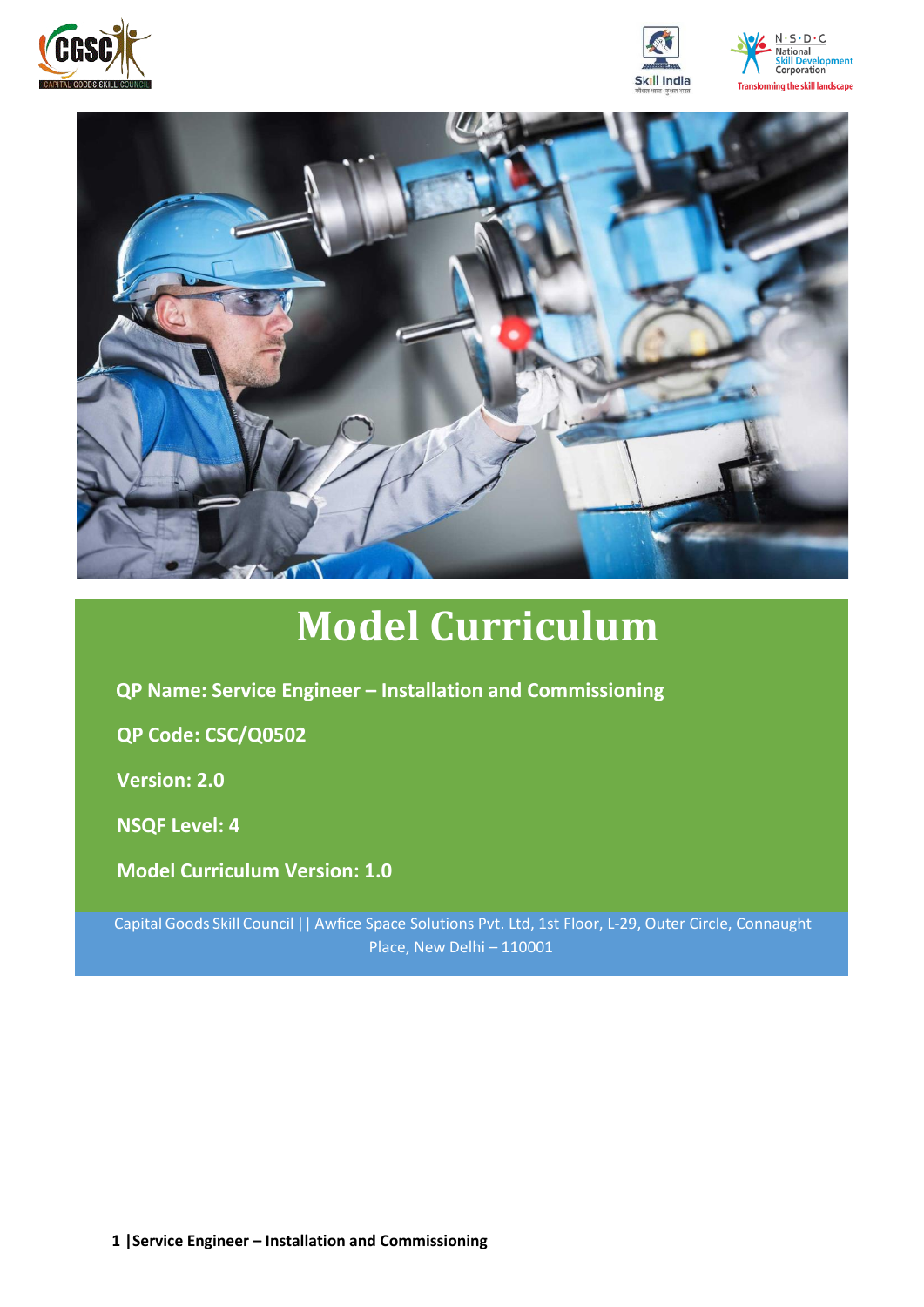# Model Curriculum

**QP Name: Service Engineer – Installation and Commissioning**

**QP Code: CSC/Q0502**

**Version: 2.0**

**NSQF Level: 4**

**Model Curriculum Version: 1.0**

Capital Goods Skill Council || Awfice Space Solutions Pvt. Ltd, 1st Floor, L-29, Outer Circle, Connaught Place, New Delhi – 110001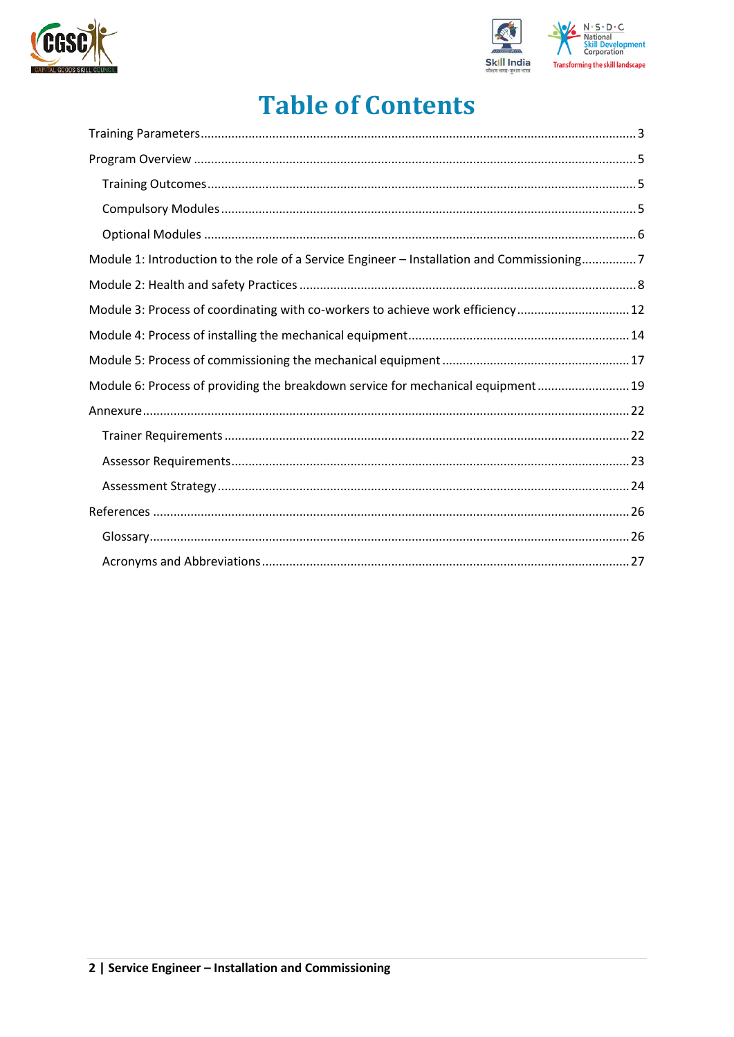# Table of Contents

Training Parameters ... 3

Program Overview ... 5

- Training Outcomes ... 5
- Compulsory Modules ... 5
- Optional Modules ... 6

Module 1: Introduction to the role of a Service Engineer – Installation and Commissioning ... 7

Module 2: Health and safety Practices ... 8

Module 3: Process of coordinating with co-workers to achieve work efficiency ... 12

Module 4: Process of installing the mechanical equipment ... 14

Module 5: Process of commissioning the mechanical equipment ... 17

Module 6: Process of providing the breakdown service for mechanical equipment ... 19

Annexure ... 22

- Trainer Requirements ... 22
- Assessor Requirements ... 23
- Assessment Strategy ... 24

References ... 26

- Glossary ... 26
- Acronyms and Abbreviations ... 27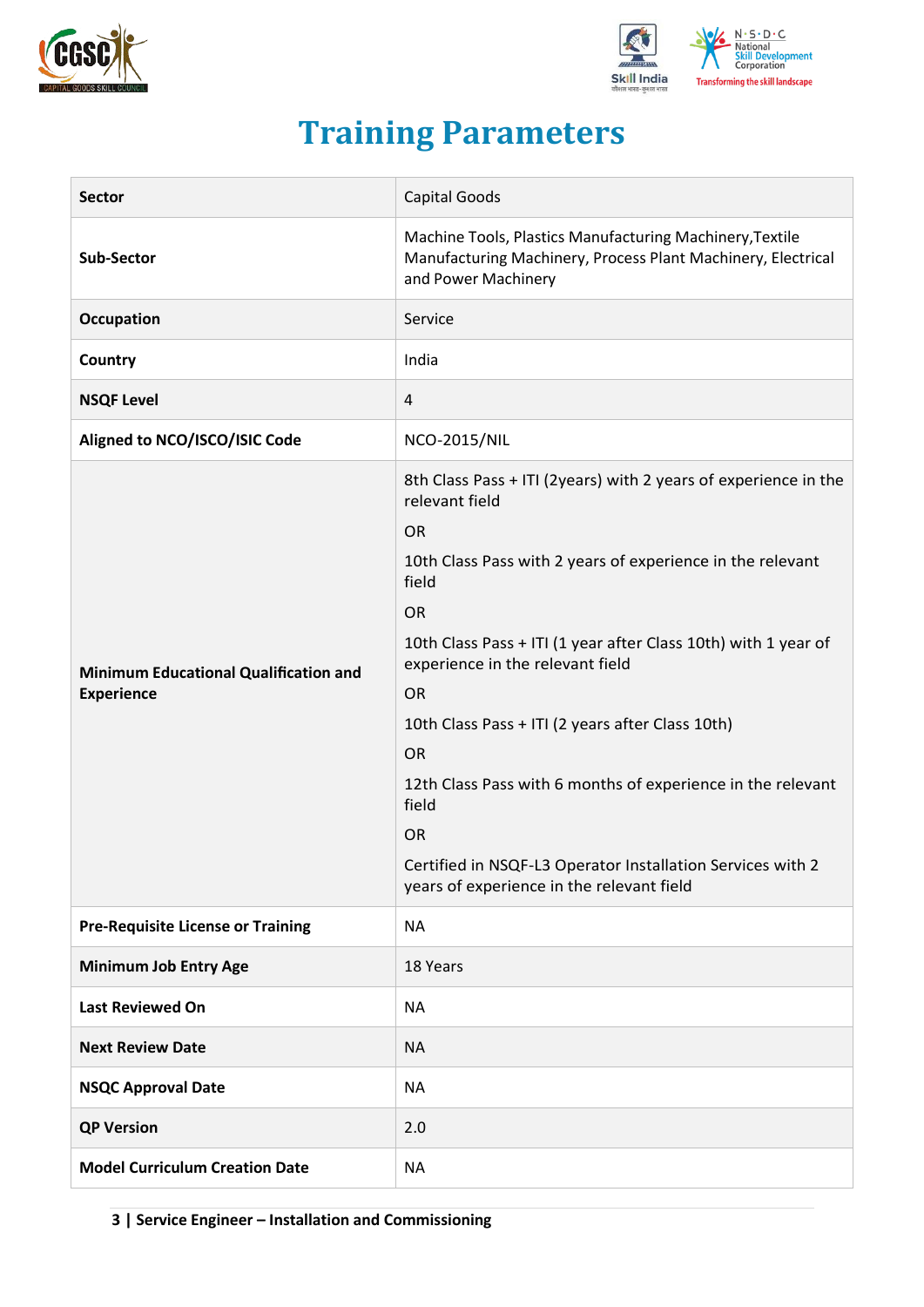# Training Parameters

| Sector | Capital Goods |
|---|---|
| Sub-Sector | Machine Tools, Plastics Manufacturing Machinery,Textile Manufacturing Machinery, Process Plant Machinery, Electrical and Power Machinery |
| Occupation | Service |
| Country | India |
| NSQF Level | 4 |
| Aligned to NCO/ISCO/ISIC Code | NCO-2015/NIL |
| Minimum Educational Qualification and Experience | 8th Class Pass + ITI (2years) with 2 years of experience in the relevant field<br>OR<br>10th Class Pass with 2 years of experience in the relevant field<br>OR<br>10th Class Pass + ITI (1 year after Class 10th) with 1 year of experience in the relevant field<br>OR<br>10th Class Pass + ITI (2 years after Class 10th)<br>OR<br>12th Class Pass with 6 months of experience in the relevant field<br>OR<br>Certified in NSQF-L3 Operator Installation Services with 2 years of experience in the relevant field |
| Pre-Requisite License or Training | NA |
| Minimum Job Entry Age | 18 Years |
| Last Reviewed On | NA |
| Next Review Date | NA |
| NSQC Approval Date | NA |
| QP Version | 2.0 |
| Model Curriculum Creation Date | NA |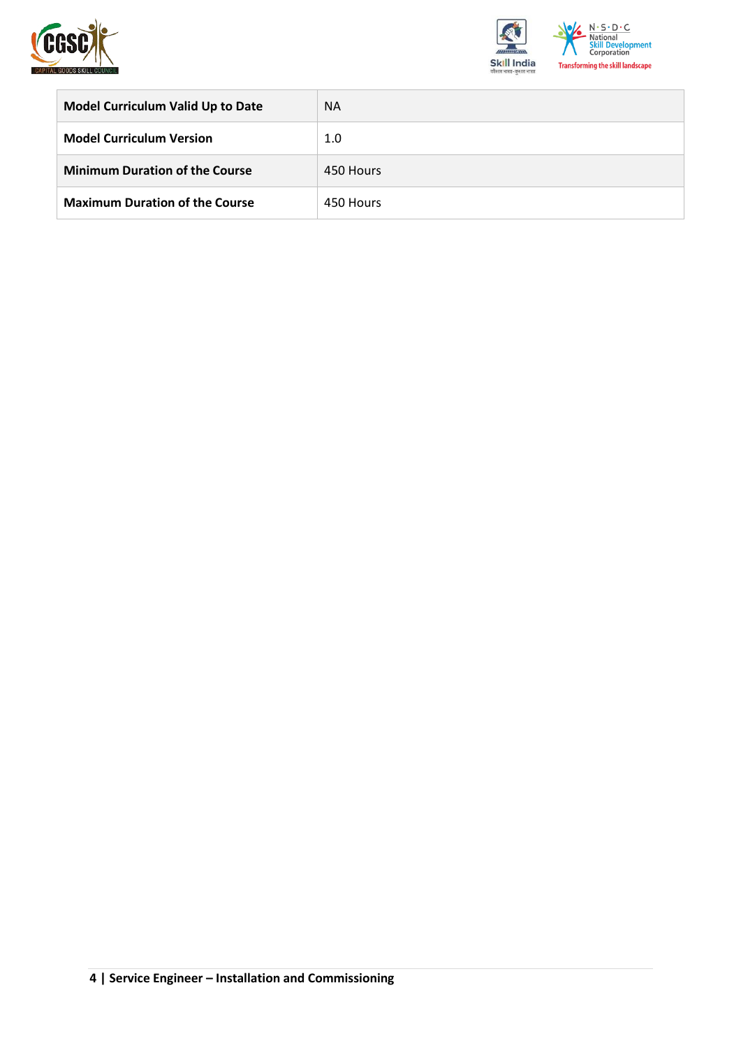| | |
|---|---|
| **Model Curriculum Valid Up to Date** | NA |
| **Model Curriculum Version** | 1.0 |
| **Minimum Duration of the Course** | 450 Hours |
| **Maximum Duration of the Course** | 450 Hours |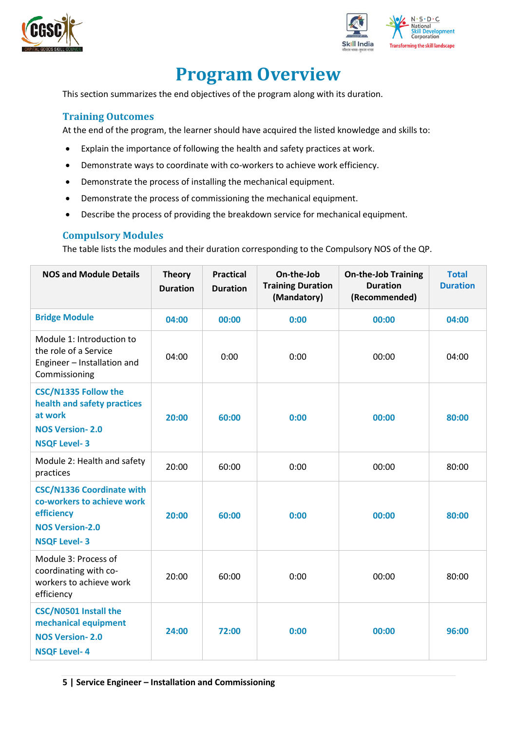# Program Overview

This section summarizes the end objectives of the program along with its duration.

## Training Outcomes

At the end of the program, the learner should have acquired the listed knowledge and skills to:

- Explain the importance of following the health and safety practices at work.
- Demonstrate ways to coordinate with co-workers to achieve work efficiency.
- Demonstrate the process of installing the mechanical equipment.
- Demonstrate the process of commissioning the mechanical equipment.
- Describe the process of providing the breakdown service for mechanical equipment.

## Compulsory Modules

The table lists the modules and their duration corresponding to the Compulsory NOS of the QP.

| NOS and Module Details | Theory Duration | Practical Duration | On-the-Job Training Duration (Mandatory) | On-the-Job Training Duration (Recommended) | Total Duration |
|---|---|---|---|---|---|
| **Bridge Module** | **04:00** | **00:00** | **0:00** | **00:00** | **04:00** |
| Module 1: Introduction to the role of a Service Engineer – Installation and Commissioning | 04:00 | 0:00 | 0:00 | 00:00 | 04:00 |
| **CSC/N1335 Follow the health and safety practices at work**<br>**NOS Version- 2.0**<br>**NSQF Level- 3** | **20:00** | **60:00** | **0:00** | **00:00** | **80:00** |
| Module 2: Health and safety practices | 20:00 | 60:00 | 0:00 | 00:00 | 80:00 |
| **CSC/N1336 Coordinate with co-workers to achieve work efficiency**<br>**NOS Version-2.0**<br>**NSQF Level- 3** | **20:00** | **60:00** | **0:00** | **00:00** | **80:00** |
| Module 3: Process of coordinating with co-workers to achieve work efficiency | 20:00 | 60:00 | 0:00 | 00:00 | 80:00 |
| **CSC/N0501 Install the mechanical equipment**<br>**NOS Version- 2.0**<br>**NSQF Level- 4** | **24:00** | **72:00** | **0:00** | **00:00** | **96:00** |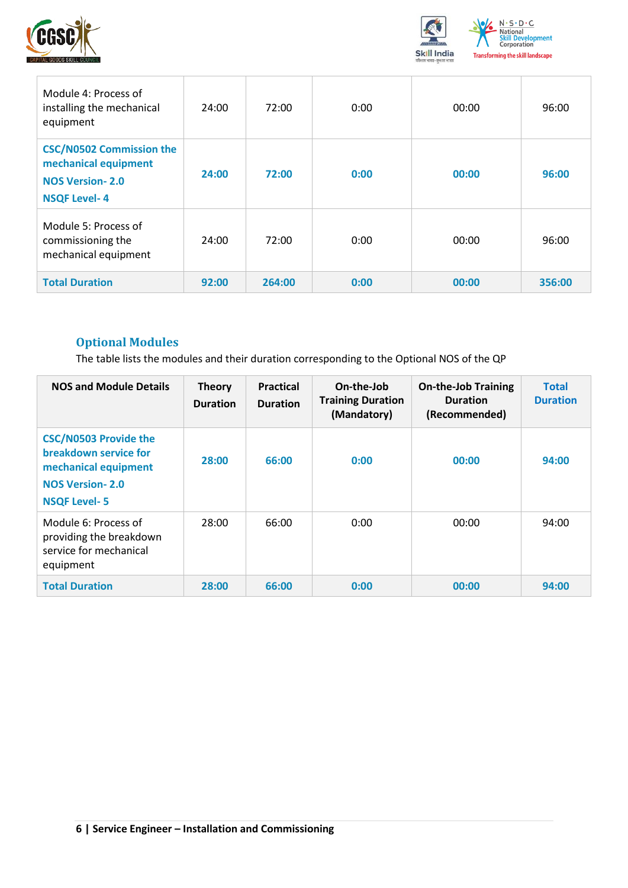| | | | | | |
|---|---|---|---|---|---|
| Module 4: Process of installing the mechanical equipment | 24:00 | 72:00 | 0:00 | 00:00 | 96:00 |
| **CSC/N0502 Commission the mechanical equipment**<br>**NOS Version- 2.0**<br>**NSQF Level- 4** | **24:00** | **72:00** | **0:00** | **00:00** | **96:00** |
| Module 5: Process of commissioning the mechanical equipment | 24:00 | 72:00 | 0:00 | 00:00 | 96:00 |
| **Total Duration** | **92:00** | **264:00** | **0:00** | **00:00** | **356:00** |

## Optional Modules

The table lists the modules and their duration corresponding to the Optional NOS of the QP

| NOS and Module Details | Theory Duration | Practical Duration | On-the-Job Training Duration (Mandatory) | On-the-Job Training Duration (Recommended) | Total Duration |
|---|---|---|---|---|---|
| **CSC/N0503 Provide the breakdown service for mechanical equipment**<br>**NOS Version- 2.0**<br>**NSQF Level- 5** | **28:00** | **66:00** | **0:00** | **00:00** | **94:00** |
| Module 6: Process of providing the breakdown service for mechanical equipment | 28:00 | 66:00 | 0:00 | 00:00 | 94:00 |
| **Total Duration** | **28:00** | **66:00** | **0:00** | **00:00** | **94:00** |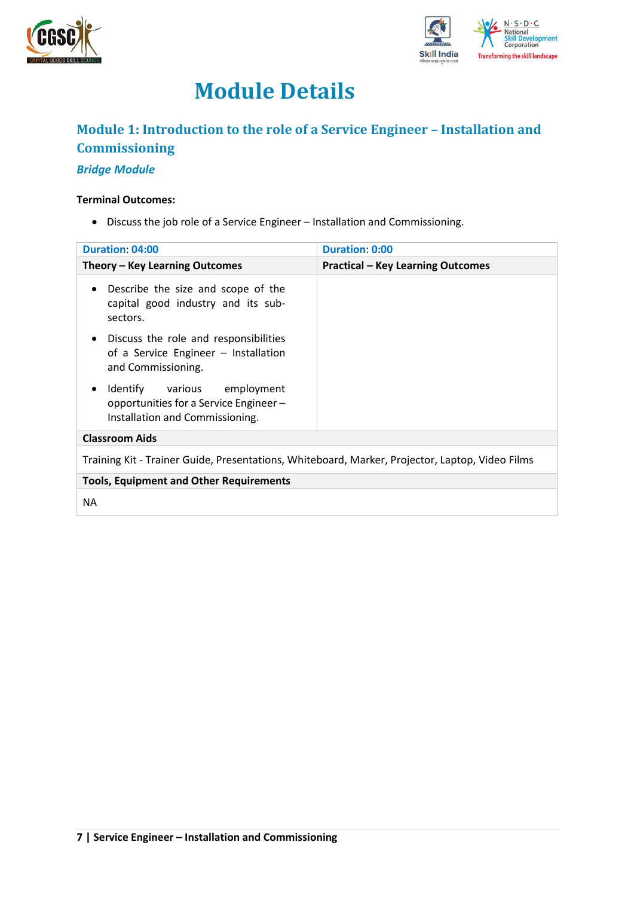# Module Details

## Module 1: Introduction to the role of a Service Engineer – Installation and Commissioning

### *Bridge Module*

**Terminal Outcomes:**

- Discuss the job role of a Service Engineer – Installation and Commissioning.

| Duration: 04:00 | Duration: 0:00 |
|---|---|
| **Theory – Key Learning Outcomes** | **Practical – Key Learning Outcomes** |
| • Describe the size and scope of the capital good industry and its sub-sectors.<br>• Discuss the role and responsibilities of a Service Engineer – Installation and Commissioning.<br>• Identify various employment opportunities for a Service Engineer – Installation and Commissioning. | |
| **Classroom Aids** | |
| Training Kit - Trainer Guide, Presentations, Whiteboard, Marker, Projector, Laptop, Video Films | |
| **Tools, Equipment and Other Requirements** | |
| NA | |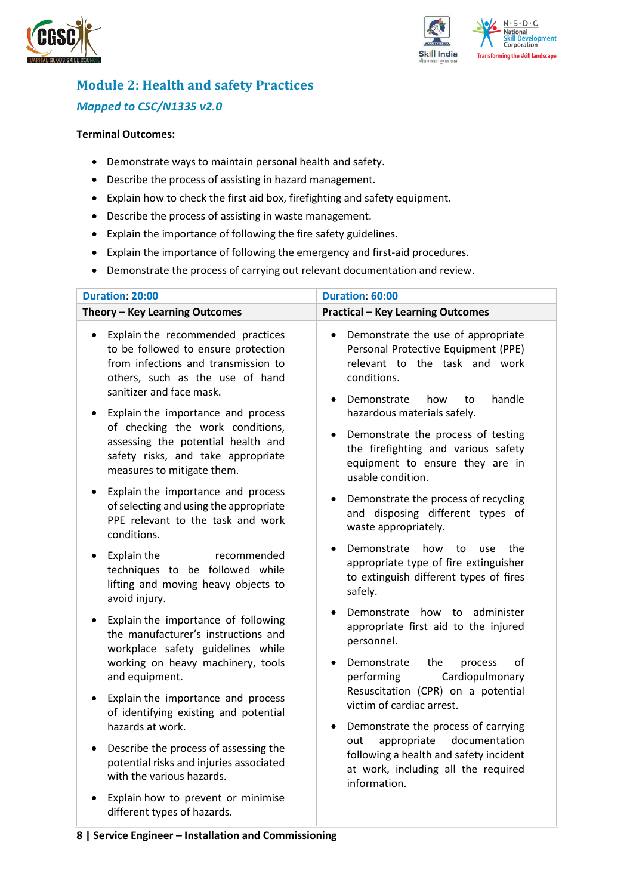## Module 2: Health and safety Practices

### *Mapped to CSC/N1335 v2.0*

**Terminal Outcomes:**

- Demonstrate ways to maintain personal health and safety.
- Describe the process of assisting in hazard management.
- Explain how to check the first aid box, firefighting and safety equipment.
- Describe the process of assisting in waste management.
- Explain the importance of following the fire safety guidelines.
- Explain the importance of following the emergency and first-aid procedures.
- Demonstrate the process of carrying out relevant documentation and review.

| Duration: 20:00 | Duration: 60:00 |
|---|---|
| **Theory – Key Learning Outcomes** | **Practical – Key Learning Outcomes** |
| • Explain the recommended practices to be followed to ensure protection from infections and transmission to others, such as the use of hand sanitizer and face mask.<br>• Explain the importance and process of checking the work conditions, assessing the potential health and safety risks, and take appropriate measures to mitigate them.<br>• Explain the importance and process of selecting and using the appropriate PPE relevant to the task and work conditions.<br>• Explain the recommended techniques to be followed while lifting and moving heavy objects to avoid injury.<br>• Explain the importance of following the manufacturer's instructions and workplace safety guidelines while working on heavy machinery, tools and equipment.<br>• Explain the importance and process of identifying existing and potential hazards at work.<br>• Describe the process of assessing the potential risks and injuries associated with the various hazards.<br>• Explain how to prevent or minimise different types of hazards. | • Demonstrate the use of appropriate Personal Protective Equipment (PPE) relevant to the task and work conditions.<br>• Demonstrate how to handle hazardous materials safely.<br>• Demonstrate the process of testing the firefighting and various safety equipment to ensure they are in usable condition.<br>• Demonstrate the process of recycling and disposing different types of waste appropriately.<br>• Demonstrate how to use the appropriate type of fire extinguisher to extinguish different types of fires safely.<br>• Demonstrate how to administer appropriate first aid to the injured personnel.<br>• Demonstrate the process of performing Cardiopulmonary Resuscitation (CPR) on a potential victim of cardiac arrest.<br>• Demonstrate the process of carrying out appropriate documentation following a health and safety incident at work, including all the required information. |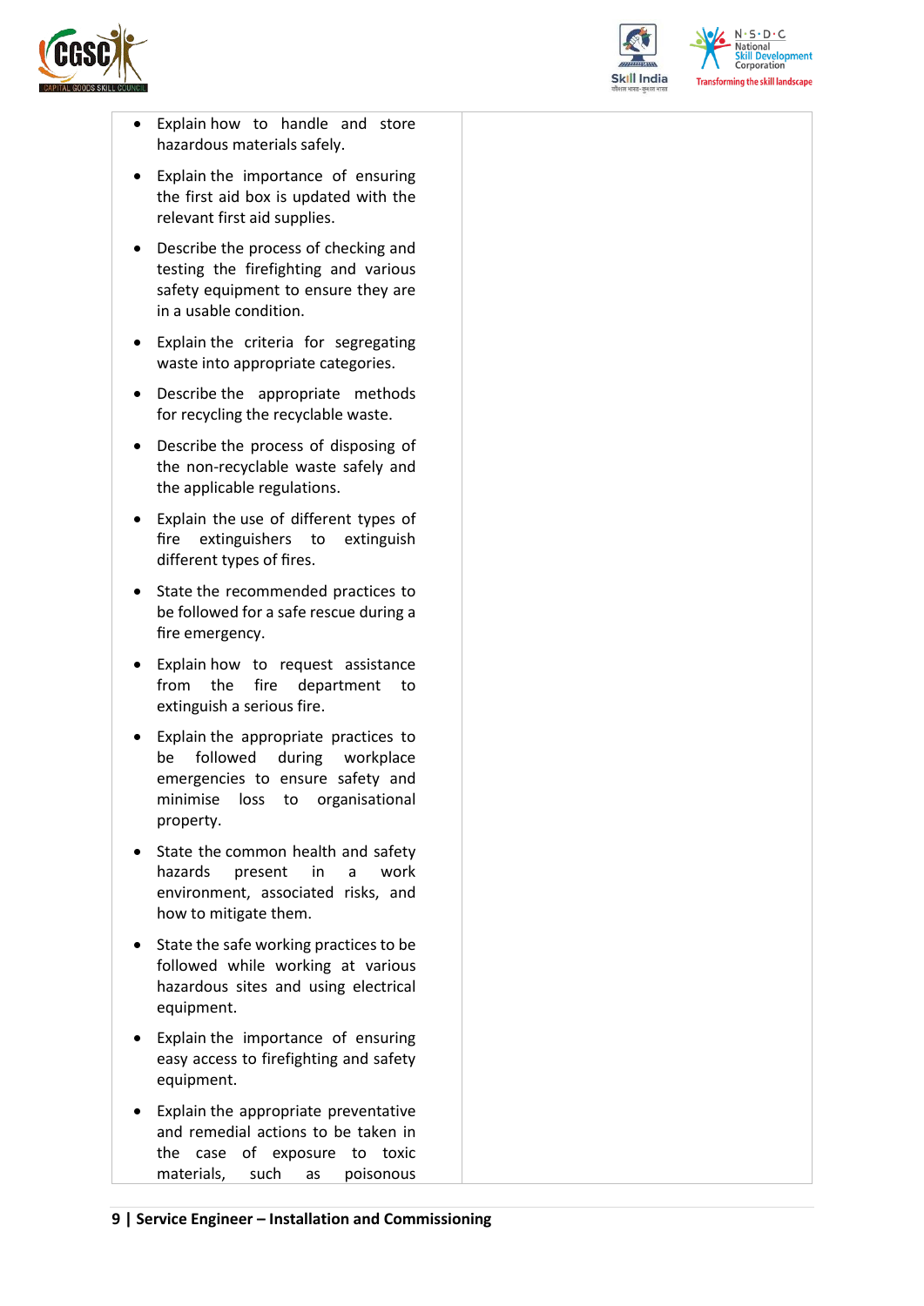| | |
|---|---|
| • Explain how to handle and store hazardous materials safely.<br>• Explain the importance of ensuring the first aid box is updated with the relevant first aid supplies.<br>• Describe the process of checking and testing the firefighting and various safety equipment to ensure they are in a usable condition.<br>• Explain the criteria for segregating waste into appropriate categories.<br>• Describe the appropriate methods for recycling the recyclable waste.<br>• Describe the process of disposing of the non-recyclable waste safely and the applicable regulations.<br>• Explain the use of different types of fire extinguishers to extinguish different types of fires.<br>• State the recommended practices to be followed for a safe rescue during a fire emergency.<br>• Explain how to request assistance from the fire department to extinguish a serious fire.<br>• Explain the appropriate practices to be followed during workplace emergencies to ensure safety and minimise loss to organisational property.<br>• State the common health and safety hazards present in a work environment, associated risks, and how to mitigate them.<br>• State the safe working practices to be followed while working at various hazardous sites and using electrical equipment.<br>• Explain the importance of ensuring easy access to firefighting and safety equipment.<br>• Explain the appropriate preventative and remedial actions to be taken in the case of exposure to toxic materials, such as poisonous | |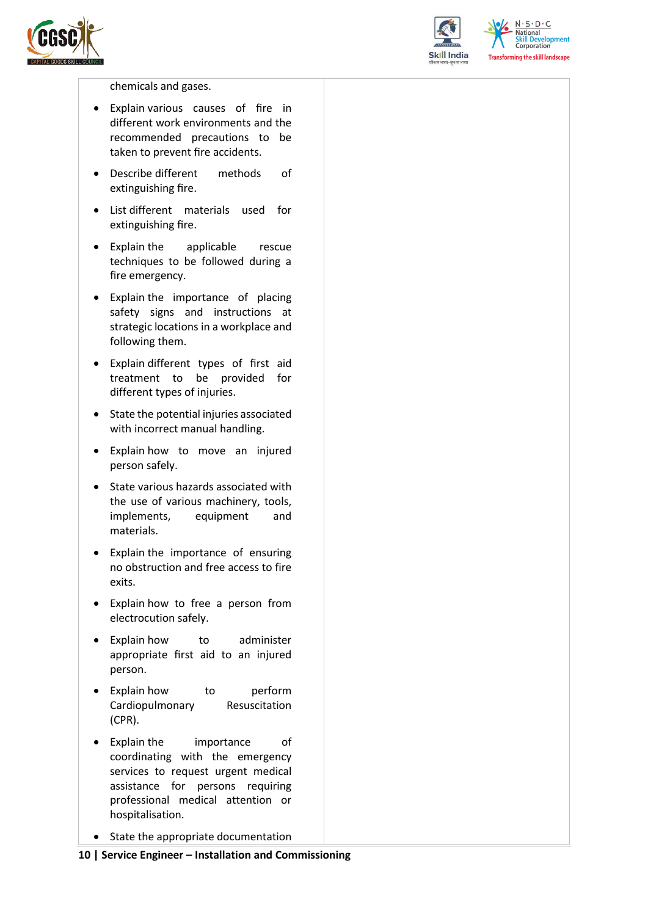| | |
|---|---|
| chemicals and gases.<br>• Explain various causes of fire in different work environments and the recommended precautions to be taken to prevent fire accidents.<br>• Describe different methods of extinguishing fire.<br>• List different materials used for extinguishing fire.<br>• Explain the applicable rescue techniques to be followed during a fire emergency.<br>• Explain the importance of placing safety signs and instructions at strategic locations in a workplace and following them.<br>• Explain different types of first aid treatment to be provided for different types of injuries.<br>• State the potential injuries associated with incorrect manual handling.<br>• Explain how to move an injured person safely.<br>• State various hazards associated with the use of various machinery, tools, implements, equipment and materials.<br>• Explain the importance of ensuring no obstruction and free access to fire exits.<br>• Explain how to free a person from electrocution safely.<br>• Explain how to administer appropriate first aid to an injured person.<br>• Explain how to perform Cardiopulmonary Resuscitation (CPR).<br>• Explain the importance of coordinating with the emergency services to request urgent medical assistance for persons requiring professional medical attention or hospitalisation.<br>• State the appropriate documentation | |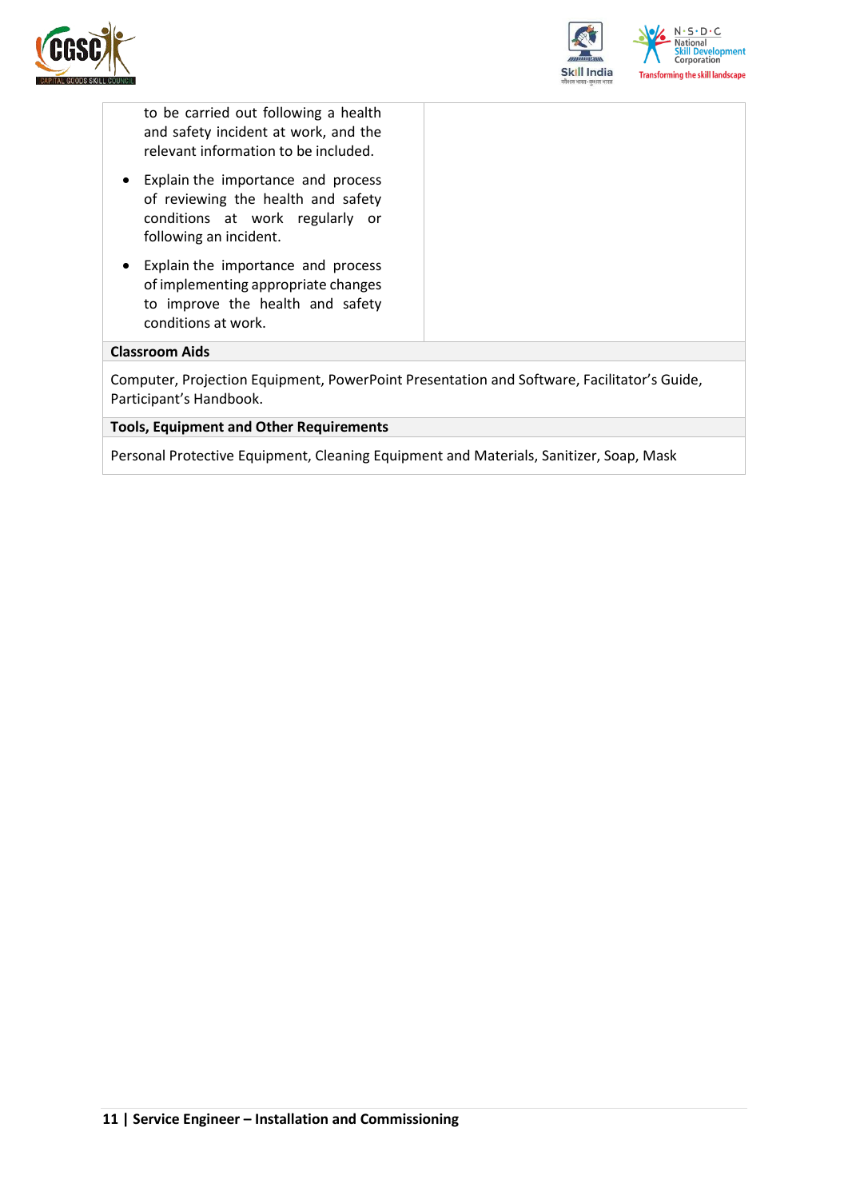| | |
|---|---|
| to be carried out following a health and safety incident at work, and the relevant information to be included.<br>• Explain the importance and process of reviewing the health and safety conditions at work regularly or following an incident.<br>• Explain the importance and process of implementing appropriate changes to improve the health and safety conditions at work. | |

**Classroom Aids**

Computer, Projection Equipment, PowerPoint Presentation and Software, Facilitator's Guide, Participant's Handbook.

**Tools, Equipment and Other Requirements**

Personal Protective Equipment, Cleaning Equipment and Materials, Sanitizer, Soap, Mask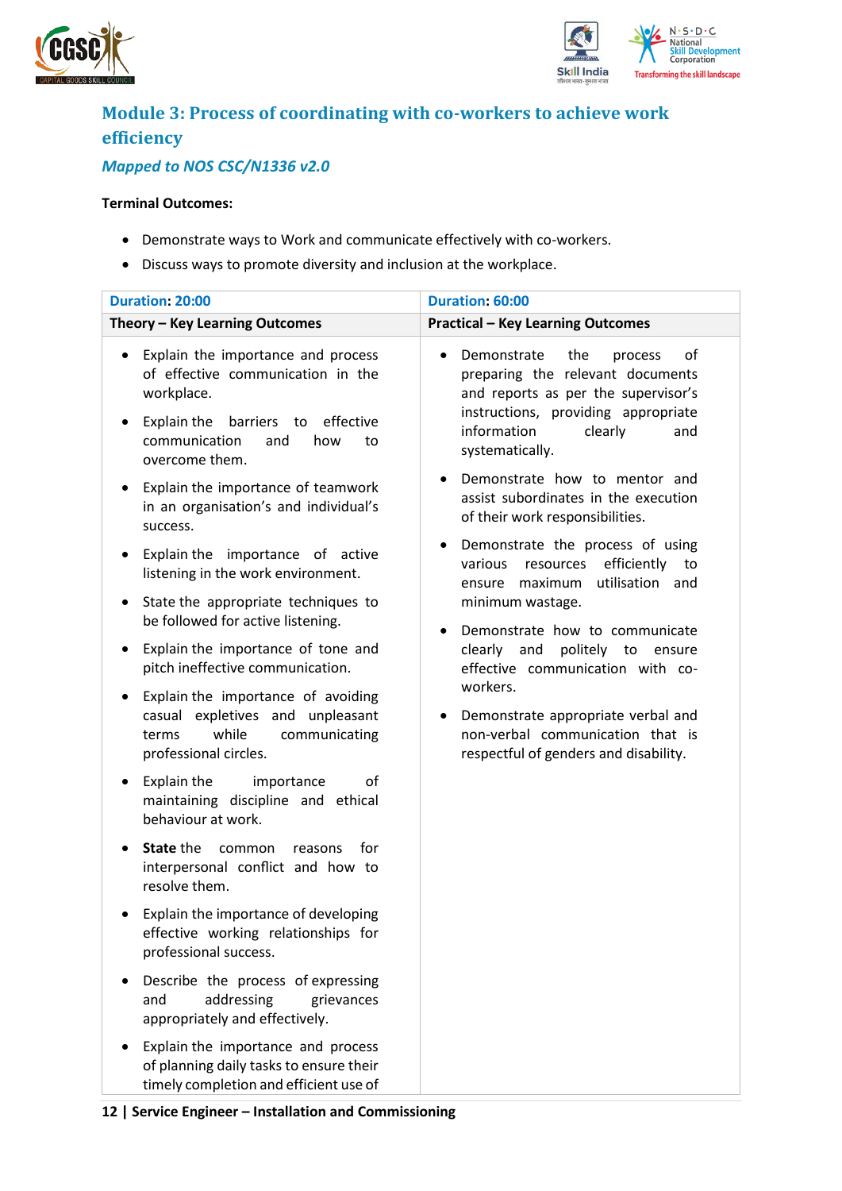## Module 3: Process of coordinating with co-workers to achieve work efficiency

### *Mapped to NOS CSC/N1336 v2.0*

**Terminal Outcomes:**

- Demonstrate ways to Work and communicate effectively with co-workers.
- Discuss ways to promote diversity and inclusion at the workplace.

| Duration: 20:00 | Duration: 60:00 |
|---|---|
| **Theory – Key Learning Outcomes** | **Practical – Key Learning Outcomes** |
| • Explain the importance and process of effective communication in the workplace.<br>• Explain the barriers to effective communication and how to overcome them.<br>• Explain the importance of teamwork in an organisation's and individual's success.<br>• Explain the importance of active listening in the work environment.<br>• State the appropriate techniques to be followed for active listening.<br>• Explain the importance of tone and pitch ineffective communication.<br>• Explain the importance of avoiding casual expletives and unpleasant terms while communicating professional circles.<br>• Explain the importance of maintaining discipline and ethical behaviour at work.<br>• **State** the common reasons for interpersonal conflict and how to resolve them.<br>• Explain the importance of developing effective working relationships for professional success.<br>• Describe the process of expressing and addressing grievances appropriately and effectively.<br>• Explain the importance and process of planning daily tasks to ensure their timely completion and efficient use of | • Demonstrate the process of preparing the relevant documents and reports as per the supervisor's instructions, providing appropriate information clearly and systematically.<br>• Demonstrate how to mentor and assist subordinates in the execution of their work responsibilities.<br>• Demonstrate the process of using various resources efficiently to ensure maximum utilisation and minimum wastage.<br>• Demonstrate how to communicate clearly and politely to ensure effective communication with co-workers.<br>• Demonstrate appropriate verbal and non-verbal communication that is respectful of genders and disability. |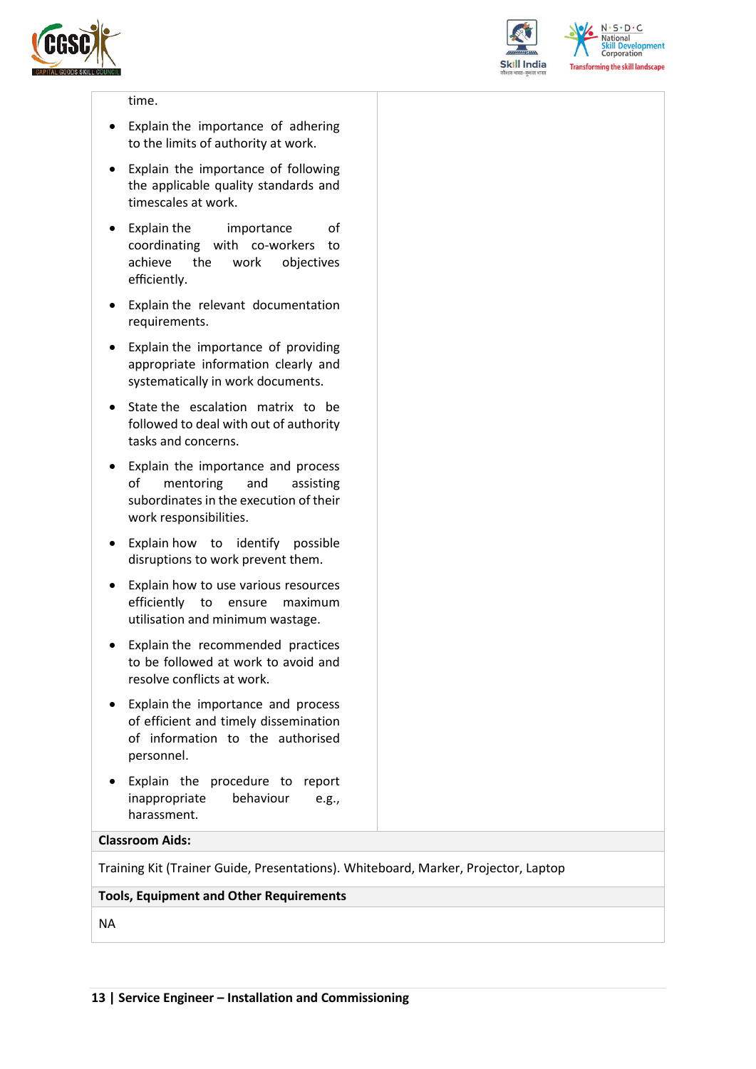| | |
|---|---|
| time.<br><br>- Explain the importance of adhering to the limits of authority at work.<br>- Explain the importance of following the applicable quality standards and timescales at work.<br>- Explain the importance of coordinating with co-workers to achieve the work objectives efficiently.<br>- Explain the relevant documentation requirements.<br>- Explain the importance of providing appropriate information clearly and systematically in work documents.<br>- State the escalation matrix to be followed to deal with out of authority tasks and concerns.<br>- Explain the importance and process of mentoring and assisting subordinates in the execution of their work responsibilities.<br>- Explain how to identify possible disruptions to work prevent them.<br>- Explain how to use various resources efficiently to ensure maximum utilisation and minimum wastage.<br>- Explain the recommended practices to be followed at work to avoid and resolve conflicts at work.<br>- Explain the importance and process of efficient and timely dissemination of information to the authorised personnel.<br>- Explain the procedure to report inappropriate behaviour e.g., harassment. | |

**Classroom Aids:**

Training Kit (Trainer Guide, Presentations). Whiteboard, Marker, Projector, Laptop

**Tools, Equipment and Other Requirements**

NA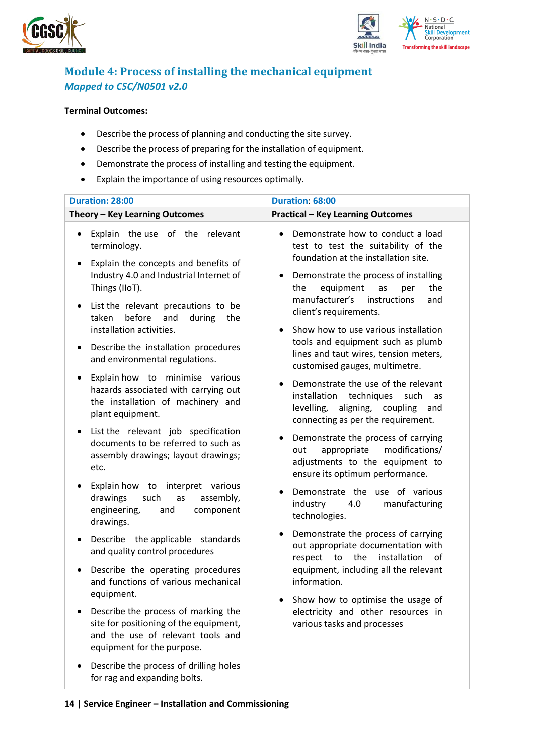## Module 4: Process of installing the mechanical equipment

*Mapped to CSC/N0501 v2.0*

**Terminal Outcomes:**

- Describe the process of planning and conducting the site survey.
- Describe the process of preparing for the installation of equipment.
- Demonstrate the process of installing and testing the equipment.
- Explain the importance of using resources optimally.

| Duration: 28:00 | Duration: 68:00 |
|---|---|
| **Theory – Key Learning Outcomes** | **Practical – Key Learning Outcomes** |
| • Explain the use of the relevant terminology.<br>• Explain the concepts and benefits of Industry 4.0 and Industrial Internet of Things (IIoT).<br>• List the relevant precautions to be taken before and during the installation activities.<br>• Describe the installation procedures and environmental regulations.<br>• Explain how to minimise various hazards associated with carrying out the installation of machinery and plant equipment.<br>• List the relevant job specification documents to be referred to such as assembly drawings; layout drawings; etc.<br>• Explain how to interpret various drawings such as assembly, engineering, and component drawings.<br>• Describe the applicable standards and quality control procedures<br>• Describe the operating procedures and functions of various mechanical equipment.<br>• Describe the process of marking the site for positioning of the equipment, and the use of relevant tools and equipment for the purpose.<br>• Describe the process of drilling holes for rag and expanding bolts. | • Demonstrate how to conduct a load test to test the suitability of the foundation at the installation site.<br>• Demonstrate the process of installing the equipment as per the manufacturer's instructions and client's requirements.<br>• Show how to use various installation tools and equipment such as plumb lines and taut wires, tension meters, customised gauges, multimetre.<br>• Demonstrate the use of the relevant installation techniques such as levelling, aligning, coupling and connecting as per the requirement.<br>• Demonstrate the process of carrying out appropriate modifications/ adjustments to the equipment to ensure its optimum performance.<br>• Demonstrate the use of various industry 4.0 manufacturing technologies.<br>• Demonstrate the process of carrying out appropriate documentation with respect to the installation of equipment, including all the relevant information.<br>• Show how to optimise the usage of electricity and other resources in various tasks and processes |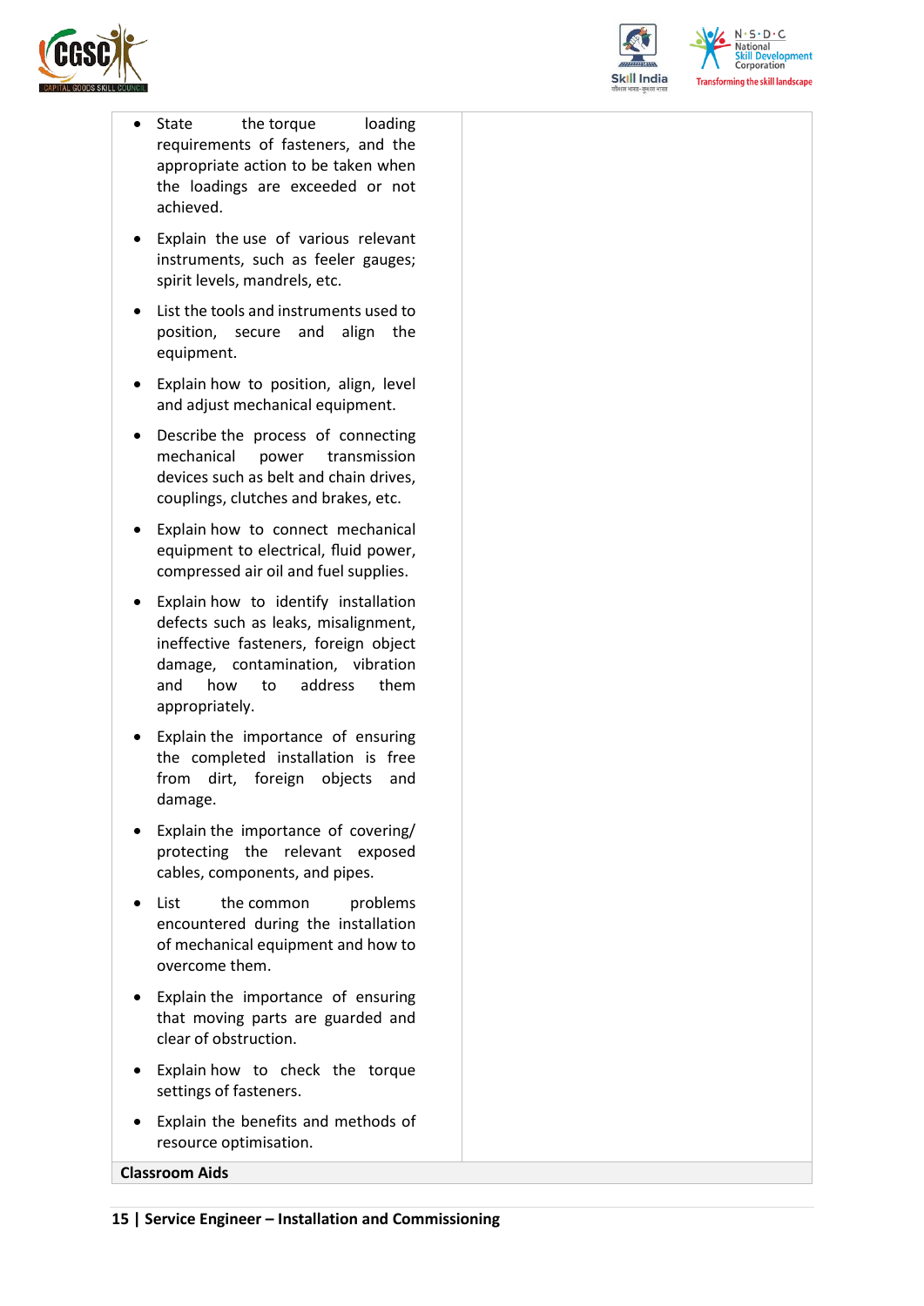| | |
|---|---|
| • State the torque loading requirements of fasteners, and the appropriate action to be taken when the loadings are exceeded or not achieved.<br>• Explain the use of various relevant instruments, such as feeler gauges; spirit levels, mandrels, etc.<br>• List the tools and instruments used to position, secure and align the equipment.<br>• Explain how to position, align, level and adjust mechanical equipment.<br>• Describe the process of connecting mechanical power transmission devices such as belt and chain drives, couplings, clutches and brakes, etc.<br>• Explain how to connect mechanical equipment to electrical, fluid power, compressed air oil and fuel supplies.<br>• Explain how to identify installation defects such as leaks, misalignment, ineffective fasteners, foreign object damage, contamination, vibration and how to address them appropriately.<br>• Explain the importance of ensuring the completed installation is free from dirt, foreign objects and damage.<br>• Explain the importance of covering/ protecting the relevant exposed cables, components, and pipes.<br>• List the common problems encountered during the installation of mechanical equipment and how to overcome them.<br>• Explain the importance of ensuring that moving parts are guarded and clear of obstruction.<br>• Explain how to check the torque settings of fasteners.<br>• Explain the benefits and methods of resource optimisation. | |
| **Classroom Aids** | |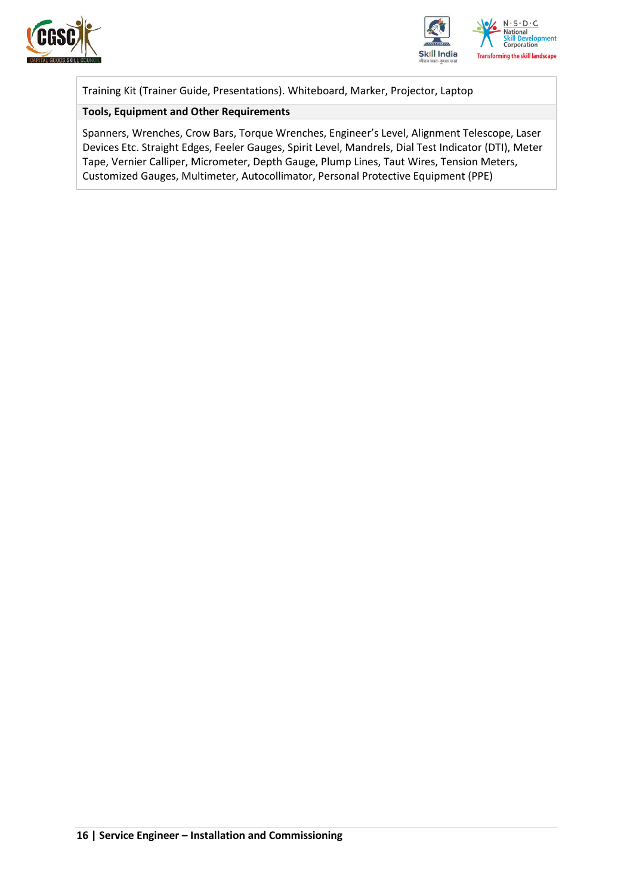| Training Kit (Trainer Guide, Presentations). Whiteboard, Marker, Projector, Laptop |
|---|
| **Tools, Equipment and Other Requirements** |
| Spanners, Wrenches, Crow Bars, Torque Wrenches, Engineer's Level, Alignment Telescope, Laser Devices Etc. Straight Edges, Feeler Gauges, Spirit Level, Mandrels, Dial Test Indicator (DTI), Meter Tape, Vernier Calliper, Micrometer, Depth Gauge, Plump Lines, Taut Wires, Tension Meters, Customized Gauges, Multimeter, Autocollimator, Personal Protective Equipment (PPE) |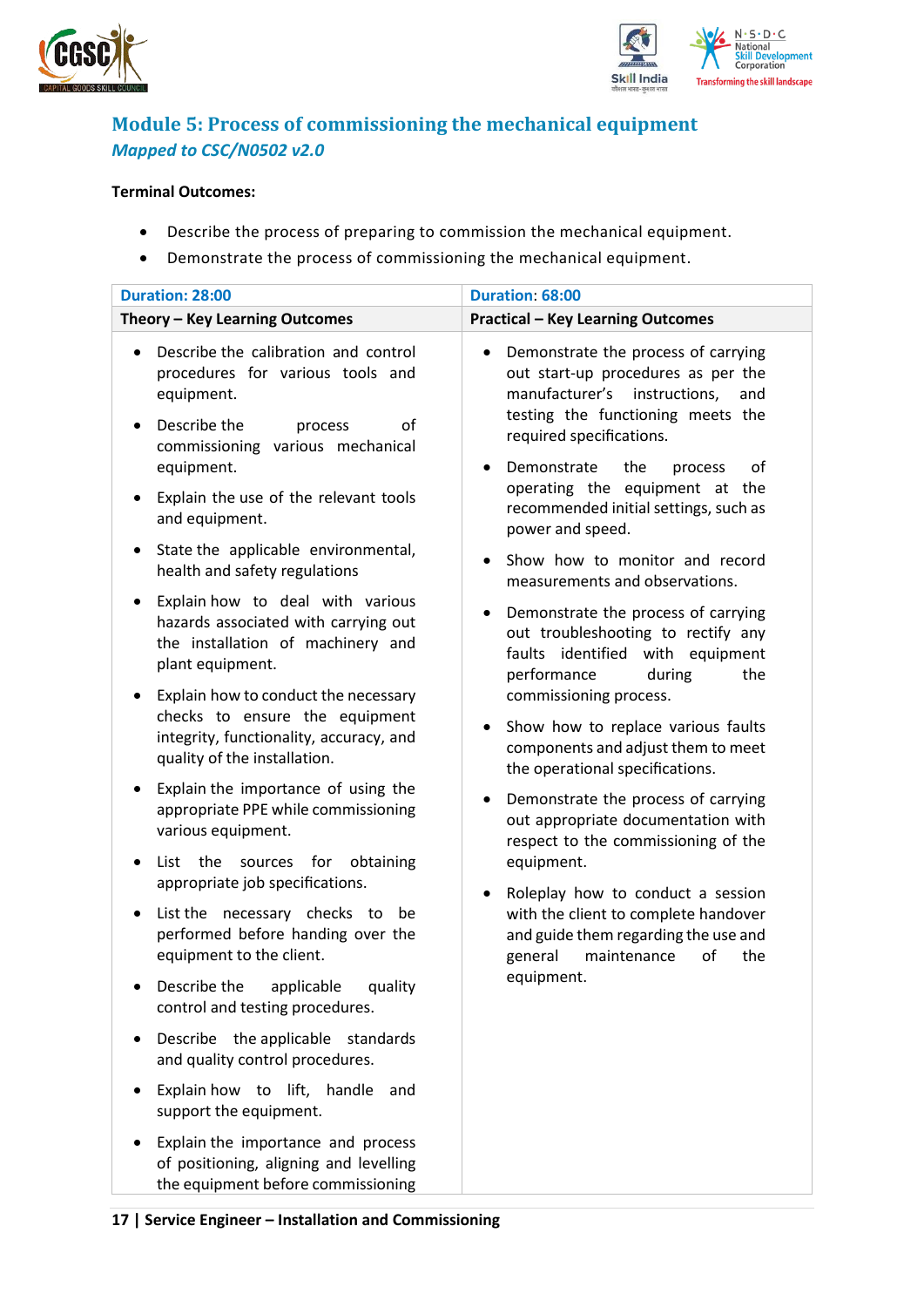## Module 5: Process of commissioning the mechanical equipment

*Mapped to CSC/N0502 v2.0*

**Terminal Outcomes:**

- Describe the process of preparing to commission the mechanical equipment.
- Demonstrate the process of commissioning the mechanical equipment.

| Duration: 28:00 | Duration: 68:00 |
|---|---|
| **Theory – Key Learning Outcomes** | **Practical – Key Learning Outcomes** |
| • Describe the calibration and control procedures for various tools and equipment.<br>• Describe the process of commissioning various mechanical equipment.<br>• Explain the use of the relevant tools and equipment.<br>• State the applicable environmental, health and safety regulations<br>• Explain how to deal with various hazards associated with carrying out the installation of machinery and plant equipment.<br>• Explain how to conduct the necessary checks to ensure the equipment integrity, functionality, accuracy, and quality of the installation.<br>• Explain the importance of using the appropriate PPE while commissioning various equipment.<br>• List the sources for obtaining appropriate job specifications.<br>• List the necessary checks to be performed before handing over the equipment to the client.<br>• Describe the applicable quality control and testing procedures.<br>• Describe the applicable standards and quality control procedures.<br>• Explain how to lift, handle and support the equipment.<br>• Explain the importance and process of positioning, aligning and levelling the equipment before commissioning | • Demonstrate the process of carrying out start-up procedures as per the manufacturer's instructions, and testing the functioning meets the required specifications.<br>• Demonstrate the process of operating the equipment at the recommended initial settings, such as power and speed.<br>• Show how to monitor and record measurements and observations.<br>• Demonstrate the process of carrying out troubleshooting to rectify any faults identified with equipment performance during the commissioning process.<br>• Show how to replace various faults components and adjust them to meet the operational specifications.<br>• Demonstrate the process of carrying out appropriate documentation with respect to the commissioning of the equipment.<br>• Roleplay how to conduct a session with the client to complete handover and guide them regarding the use and general maintenance of the equipment. |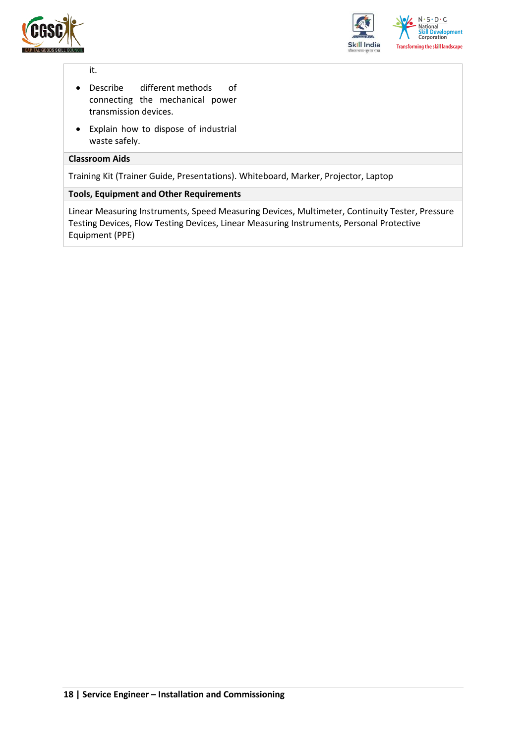| | |
|---|---|
| it.<br>• Describe different methods of connecting the mechanical power transmission devices.<br>• Explain how to dispose of industrial waste safely. | |

| **Classroom Aids** |
|---|
| Training Kit (Trainer Guide, Presentations). Whiteboard, Marker, Projector, Laptop |

| **Tools, Equipment and Other Requirements** |
|---|
| Linear Measuring Instruments, Speed Measuring Devices, Multimeter, Continuity Tester, Pressure Testing Devices, Flow Testing Devices, Linear Measuring Instruments, Personal Protective Equipment (PPE) |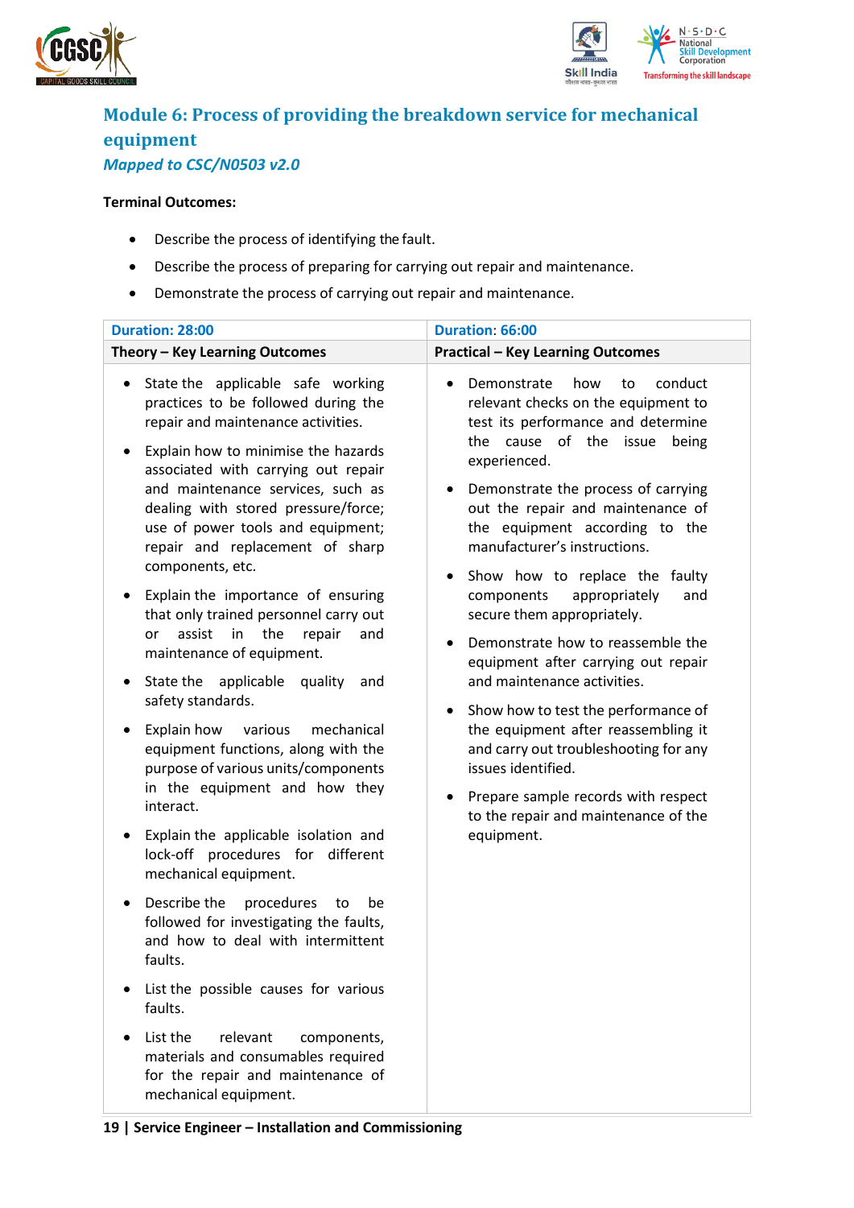## Module 6: Process of providing the breakdown service for mechanical equipment

*Mapped to CSC/N0503 v2.0*

**Terminal Outcomes:**

- Describe the process of identifying the fault.
- Describe the process of preparing for carrying out repair and maintenance.
- Demonstrate the process of carrying out repair and maintenance.

| Duration: 28:00 | Duration: 66:00 |
|---|---|
| **Theory – Key Learning Outcomes** | **Practical – Key Learning Outcomes** |
| • State the applicable safe working practices to be followed during the repair and maintenance activities.<br>• Explain how to minimise the hazards associated with carrying out repair and maintenance services, such as dealing with stored pressure/force; use of power tools and equipment; repair and replacement of sharp components, etc.<br>• Explain the importance of ensuring that only trained personnel carry out or assist in the repair and maintenance of equipment.<br>• State the applicable quality and safety standards.<br>• Explain how various mechanical equipment functions, along with the purpose of various units/components in the equipment and how they interact.<br>• Explain the applicable isolation and lock-off procedures for different mechanical equipment.<br>• Describe the procedures to be followed for investigating the faults, and how to deal with intermittent faults.<br>• List the possible causes for various faults.<br>• List the relevant components, materials and consumables required for the repair and maintenance of mechanical equipment. | • Demonstrate how to conduct relevant checks on the equipment to test its performance and determine the cause of the issue being experienced.<br>• Demonstrate the process of carrying out the repair and maintenance of the equipment according to the manufacturer's instructions.<br>• Show how to replace the faulty components appropriately and secure them appropriately.<br>• Demonstrate how to reassemble the equipment after carrying out repair and maintenance activities.<br>• Show how to test the performance of the equipment after reassembling it and carry out troubleshooting for any issues identified.<br>• Prepare sample records with respect to the repair and maintenance of the equipment. |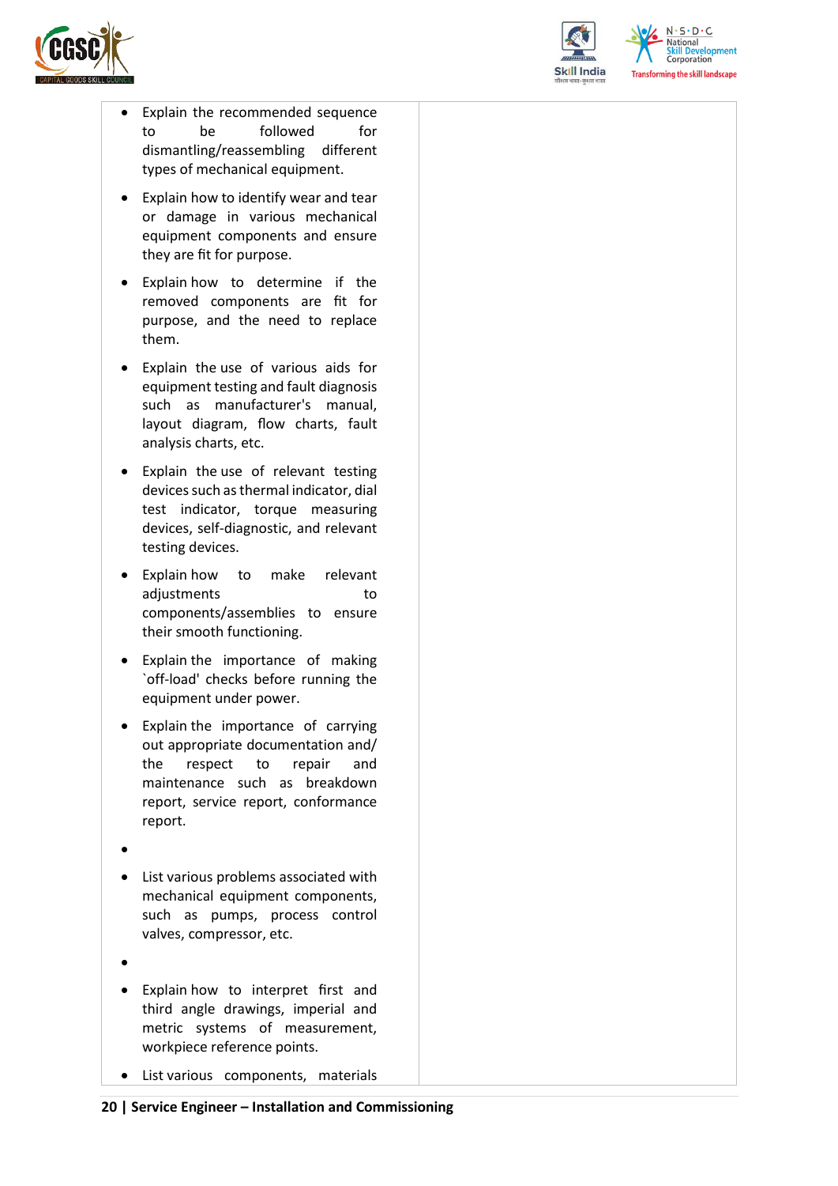| | |
|---|---|
| • Explain the recommended sequence to be followed for dismantling/reassembling different types of mechanical equipment.<br>• Explain how to identify wear and tear or damage in various mechanical equipment components and ensure they are fit for purpose.<br>• Explain how to determine if the removed components are fit for purpose, and the need to replace them.<br>• Explain the use of various aids for equipment testing and fault diagnosis such as manufacturer's manual, layout diagram, flow charts, fault analysis charts, etc.<br>• Explain the use of relevant testing devices such as thermal indicator, dial test indicator, torque measuring devices, self-diagnostic, and relevant testing devices.<br>• Explain how to make relevant adjustments to components/assemblies to ensure their smooth functioning.<br>• Explain the importance of making `off-load' checks before running the equipment under power.<br>• Explain the importance of carrying out appropriate documentation and/ the respect to repair and maintenance such as breakdown report, service report, conformance report.<br>•<br>• List various problems associated with mechanical equipment components, such as pumps, process control valves, compressor, etc.<br>•<br>• Explain how to interpret first and third angle drawings, imperial and metric systems of measurement, workpiece reference points.<br>• List various components, materials | |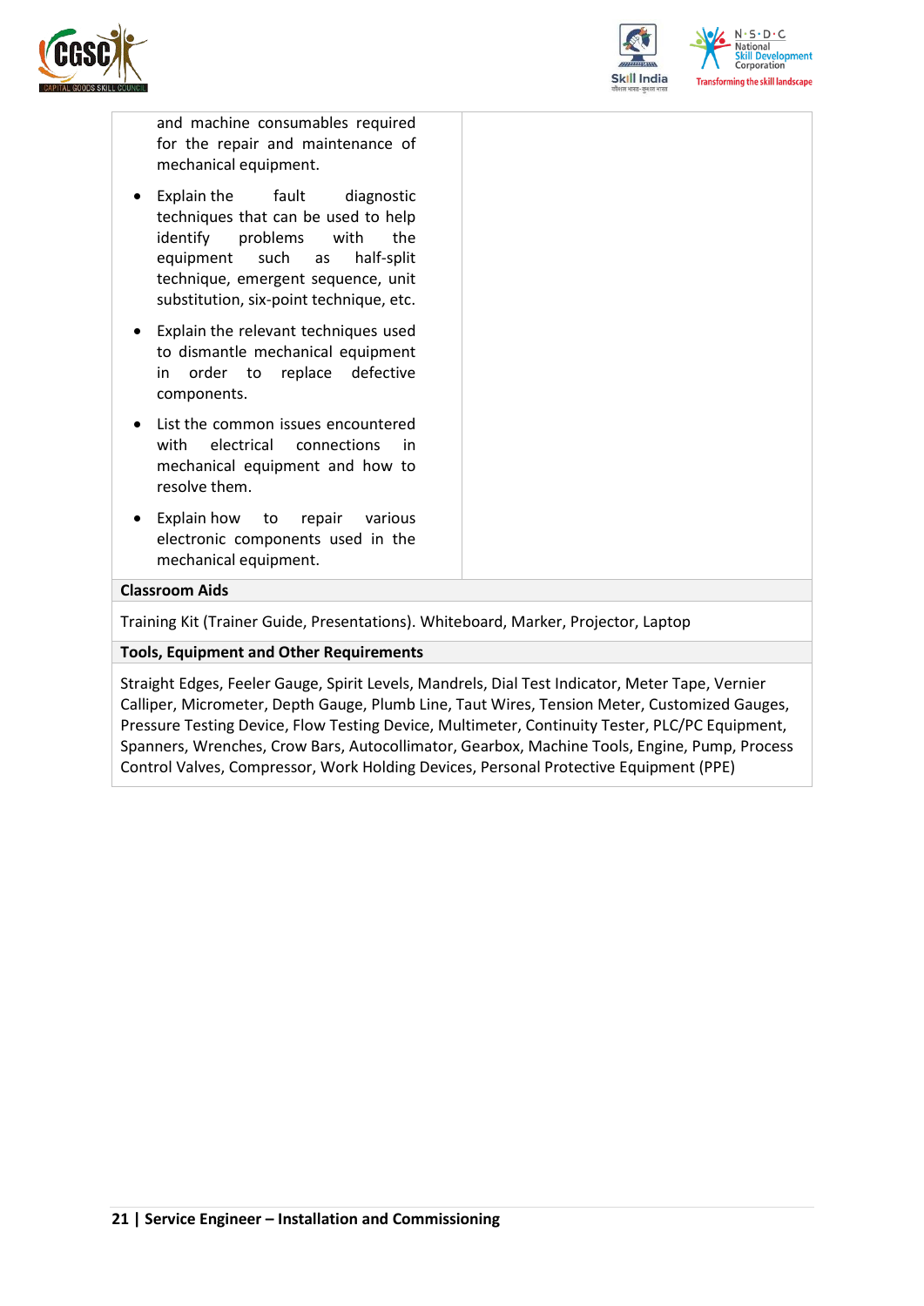| | |
|---|---|
| and machine consumables required for the repair and maintenance of mechanical equipment.<br>• Explain the fault diagnostic techniques that can be used to help identify problems with the equipment such as half-split technique, emergent sequence, unit substitution, six-point technique, etc.<br>• Explain the relevant techniques used to dismantle mechanical equipment in order to replace defective components.<br>• List the common issues encountered with electrical connections in mechanical equipment and how to resolve them.<br>• Explain how to repair various electronic components used in the mechanical equipment. | |

**Classroom Aids**

Training Kit (Trainer Guide, Presentations). Whiteboard, Marker, Projector, Laptop

**Tools, Equipment and Other Requirements**

Straight Edges, Feeler Gauge, Spirit Levels, Mandrels, Dial Test Indicator, Meter Tape, Vernier Calliper, Micrometer, Depth Gauge, Plumb Line, Taut Wires, Tension Meter, Customized Gauges, Pressure Testing Device, Flow Testing Device, Multimeter, Continuity Tester, PLC/PC Equipment, Spanners, Wrenches, Crow Bars, Autocollimator, Gearbox, Machine Tools, Engine, Pump, Process Control Valves, Compressor, Work Holding Devices, Personal Protective Equipment (PPE)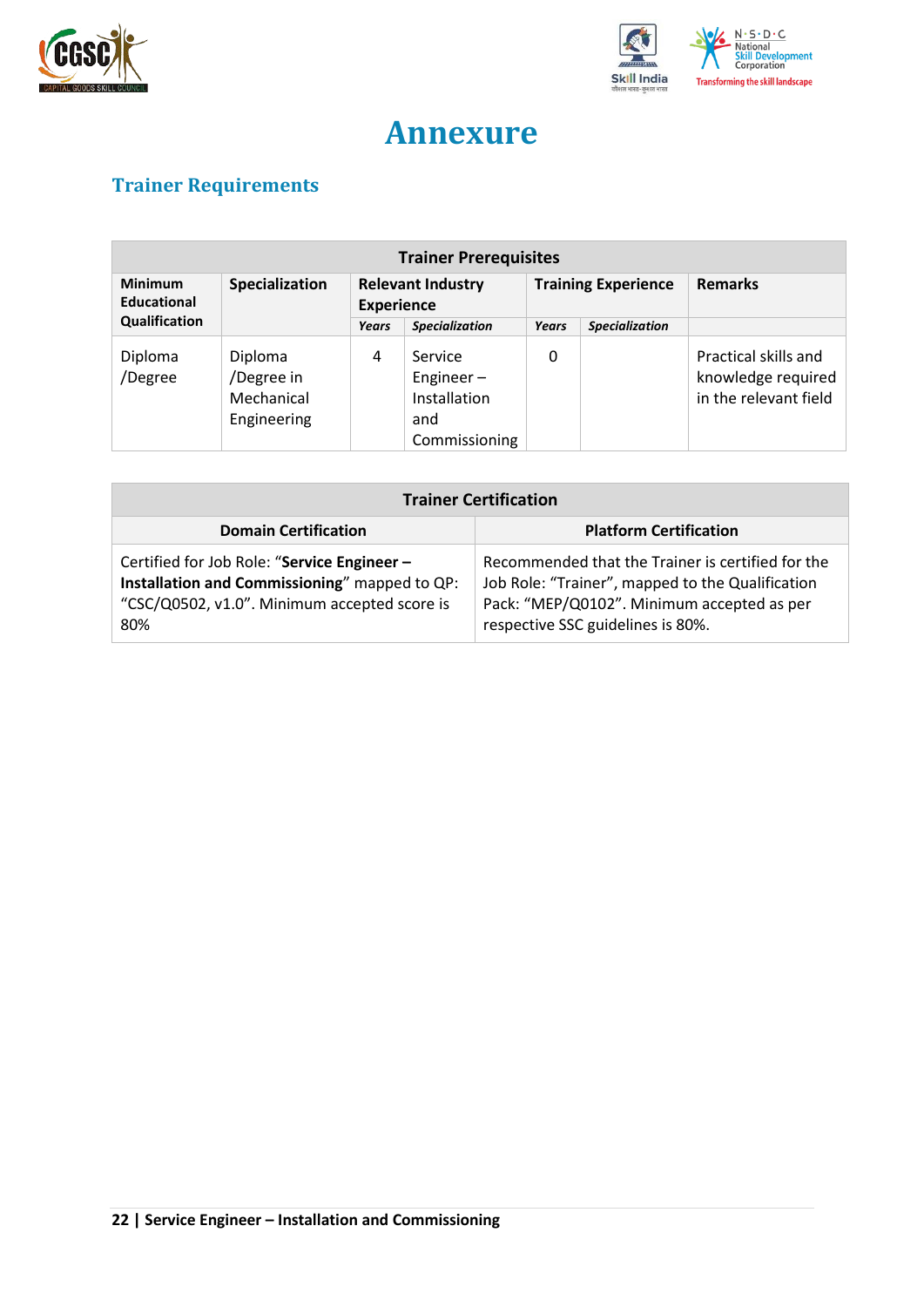# Annexure

## Trainer Requirements

| Trainer Prerequisites | | | | | | |
|---|---|---|---|---|---|---|
| Minimum Educational Qualification | Specialization | Relevant Industry Experience | | Training Experience | | Remarks |
| | | *Years* | *Specialization* | *Years* | *Specialization* | |
| Diploma /Degree | Diploma /Degree in Mechanical Engineering | 4 | Service Engineer – Installation and Commissioning | 0 | | Practical skills and knowledge required in the relevant field |

| Trainer Certification | |
|---|---|
| **Domain Certification** | **Platform Certification** |
| Certified for Job Role: "**Service Engineer – Installation and Commissioning**" mapped to QP: "CSC/Q0502, v1.0". Minimum accepted score is 80% | Recommended that the Trainer is certified for the Job Role: "Trainer", mapped to the Qualification Pack: "MEP/Q0102". Minimum accepted as per respective SSC guidelines is 80%. |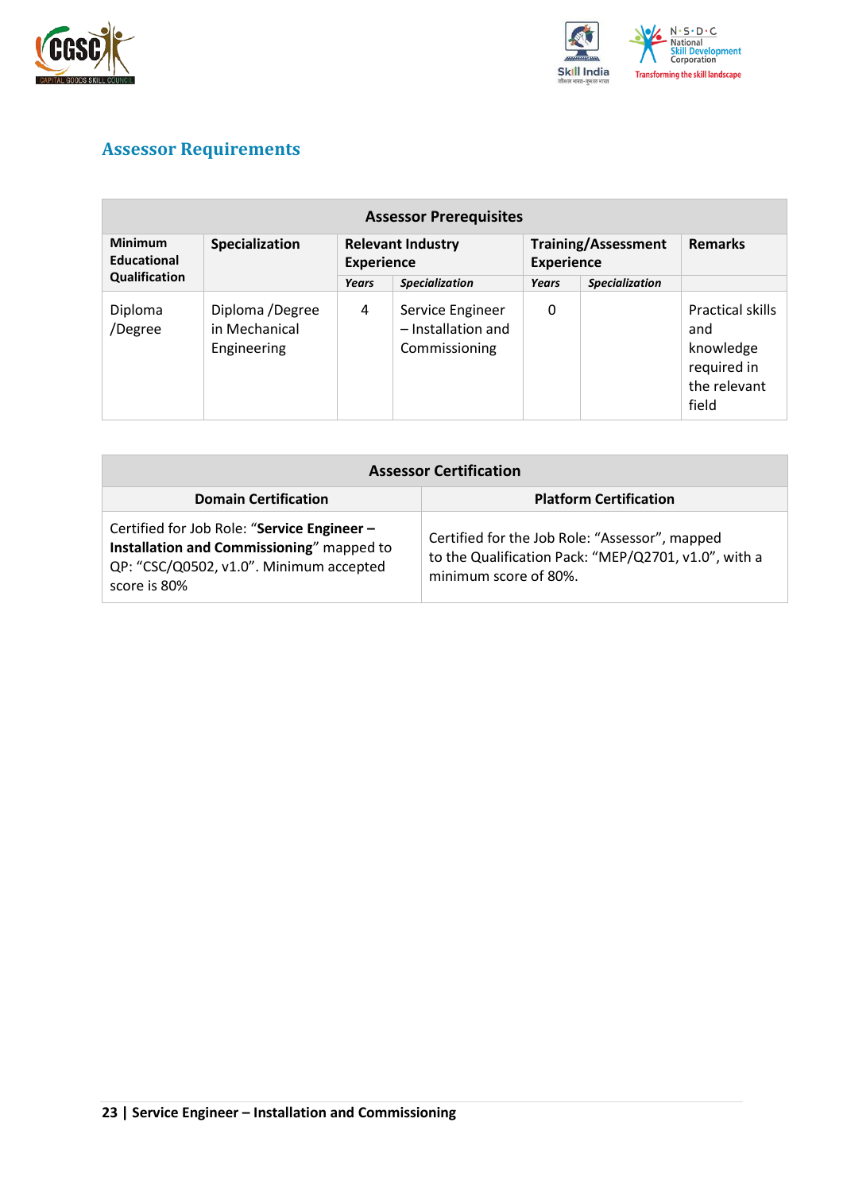## Assessor Requirements

| Assessor Prerequisites | | | | | | |
|---|---|---|---|---|---|---|
| **Minimum Educational Qualification** | **Specialization** | **Relevant Industry Experience** | | **Training/Assessment Experience** | | **Remarks** |
| | | *Years* | *Specialization* | *Years* | *Specialization* | |
| Diploma /Degree | Diploma /Degree in Mechanical Engineering | 4 | Service Engineer – Installation and Commissioning | 0 | | Practical skills and knowledge required in the relevant field |

| Assessor Certification | |
|---|---|
| **Domain Certification** | **Platform Certification** |
| Certified for Job Role: "**Service Engineer – Installation and Commissioning**" mapped to QP: "CSC/Q0502, v1.0". Minimum accepted score is 80% | Certified for the Job Role: "Assessor", mapped to the Qualification Pack: "MEP/Q2701, v1.0", with a minimum score of 80%. |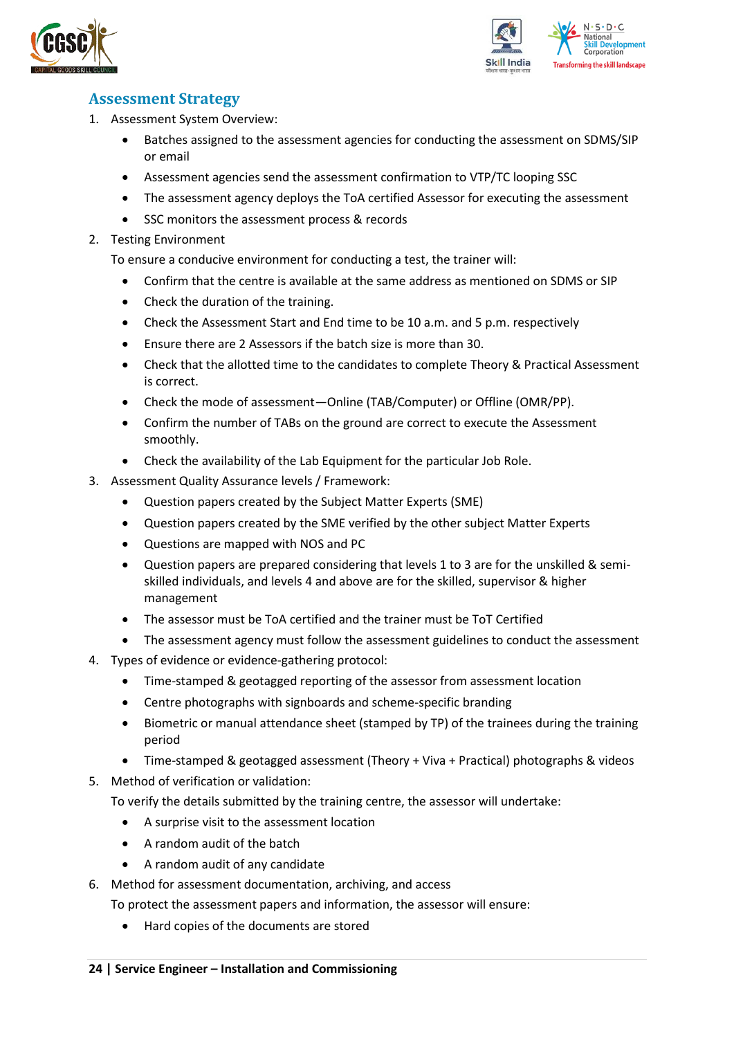## Assessment Strategy

1. Assessment System Overview:
    - Batches assigned to the assessment agencies for conducting the assessment on SDMS/SIP or email
    - Assessment agencies send the assessment confirmation to VTP/TC looping SSC
    - The assessment agency deploys the ToA certified Assessor for executing the assessment
    - SSC monitors the assessment process & records
2. Testing Environment

    To ensure a conducive environment for conducting a test, the trainer will:
    - Confirm that the centre is available at the same address as mentioned on SDMS or SIP
    - Check the duration of the training.
    - Check the Assessment Start and End time to be 10 a.m. and 5 p.m. respectively
    - Ensure there are 2 Assessors if the batch size is more than 30.
    - Check that the allotted time to the candidates to complete Theory & Practical Assessment is correct.
    - Check the mode of assessment—Online (TAB/Computer) or Offline (OMR/PP).
    - Confirm the number of TABs on the ground are correct to execute the Assessment smoothly.
    - Check the availability of the Lab Equipment for the particular Job Role.
3. Assessment Quality Assurance levels / Framework:
    - Question papers created by the Subject Matter Experts (SME)
    - Question papers created by the SME verified by the other subject Matter Experts
    - Questions are mapped with NOS and PC
    - Question papers are prepared considering that levels 1 to 3 are for the unskilled & semi-skilled individuals, and levels 4 and above are for the skilled, supervisor & higher management
    - The assessor must be ToA certified and the trainer must be ToT Certified
    - The assessment agency must follow the assessment guidelines to conduct the assessment
4. Types of evidence or evidence-gathering protocol:
    - Time-stamped & geotagged reporting of the assessor from assessment location
    - Centre photographs with signboards and scheme-specific branding
    - Biometric or manual attendance sheet (stamped by TP) of the trainees during the training period
    - Time-stamped & geotagged assessment (Theory + Viva + Practical) photographs & videos
5. Method of verification or validation:

    To verify the details submitted by the training centre, the assessor will undertake:
    - A surprise visit to the assessment location
    - A random audit of the batch
    - A random audit of any candidate
6. Method for assessment documentation, archiving, and access

    To protect the assessment papers and information, the assessor will ensure:
    - Hard copies of the documents are stored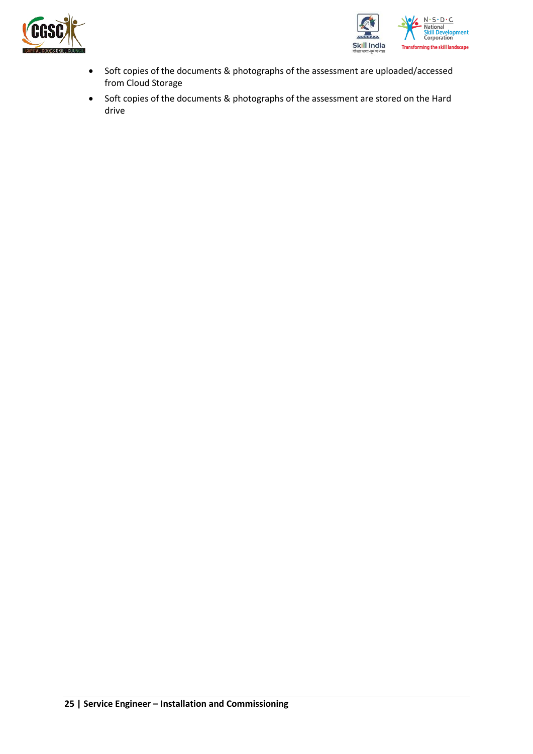- Soft copies of the documents & photographs of the assessment are uploaded/accessed from Cloud Storage
- Soft copies of the documents & photographs of the assessment are stored on the Hard drive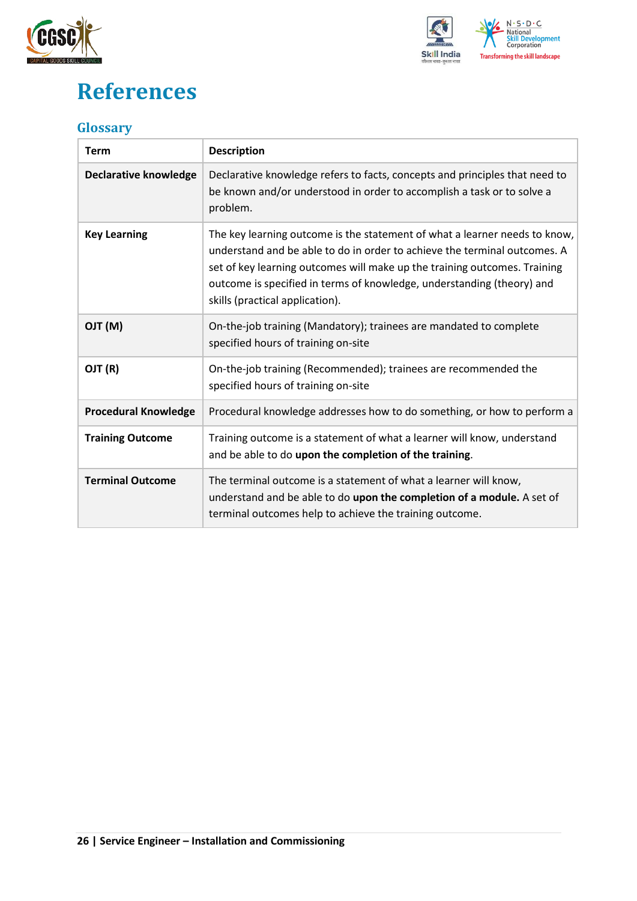# References

## Glossary

| Term | Description |
|---|---|
| **Declarative knowledge** | Declarative knowledge refers to facts, concepts and principles that need to be known and/or understood in order to accomplish a task or to solve a problem. |
| **Key Learning** | The key learning outcome is the statement of what a learner needs to know, understand and be able to do in order to achieve the terminal outcomes. A set of key learning outcomes will make up the training outcomes. Training outcome is specified in terms of knowledge, understanding (theory) and skills (practical application). |
| **OJT (M)** | On-the-job training (Mandatory); trainees are mandated to complete specified hours of training on-site |
| **OJT (R)** | On-the-job training (Recommended); trainees are recommended the specified hours of training on-site |
| **Procedural Knowledge** | Procedural knowledge addresses how to do something, or how to perform a |
| **Training Outcome** | Training outcome is a statement of what a learner will know, understand and be able to do **upon the completion of the training**. |
| **Terminal Outcome** | The terminal outcome is a statement of what a learner will know, understand and be able to do **upon the completion of a module.** A set of terminal outcomes help to achieve the training outcome. |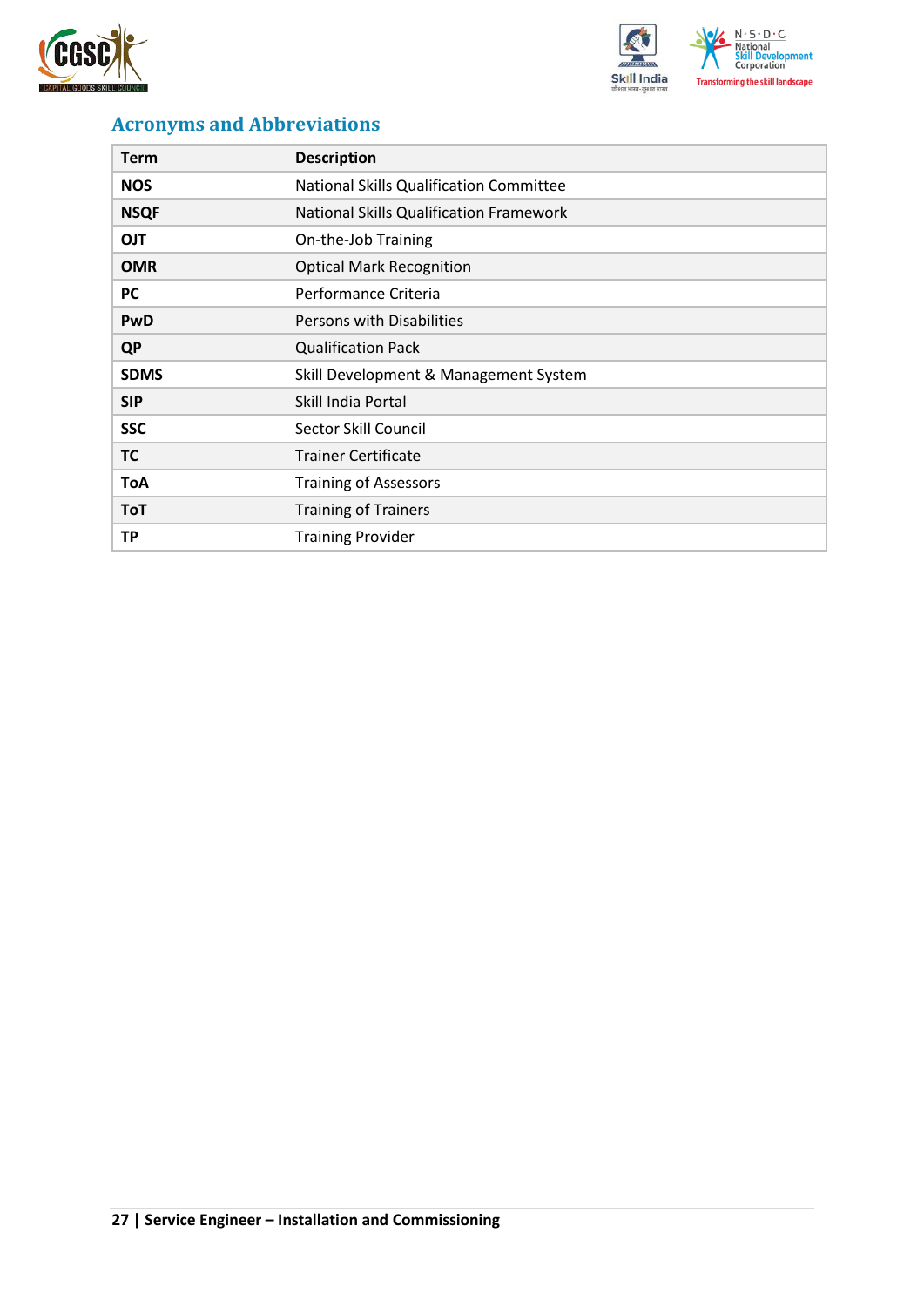## Acronyms and Abbreviations

| Term | Description |
|---|---|
| **NOS** | National Skills Qualification Committee |
| **NSQF** | National Skills Qualification Framework |
| **OJT** | On-the-Job Training |
| **OMR** | Optical Mark Recognition |
| **PC** | Performance Criteria |
| **PwD** | Persons with Disabilities |
| **QP** | Qualification Pack |
| **SDMS** | Skill Development & Management System |
| **SIP** | Skill India Portal |
| **SSC** | Sector Skill Council |
| **TC** | Trainer Certificate |
| **ToA** | Training of Assessors |
| **ToT** | Training of Trainers |
| **TP** | Training Provider |